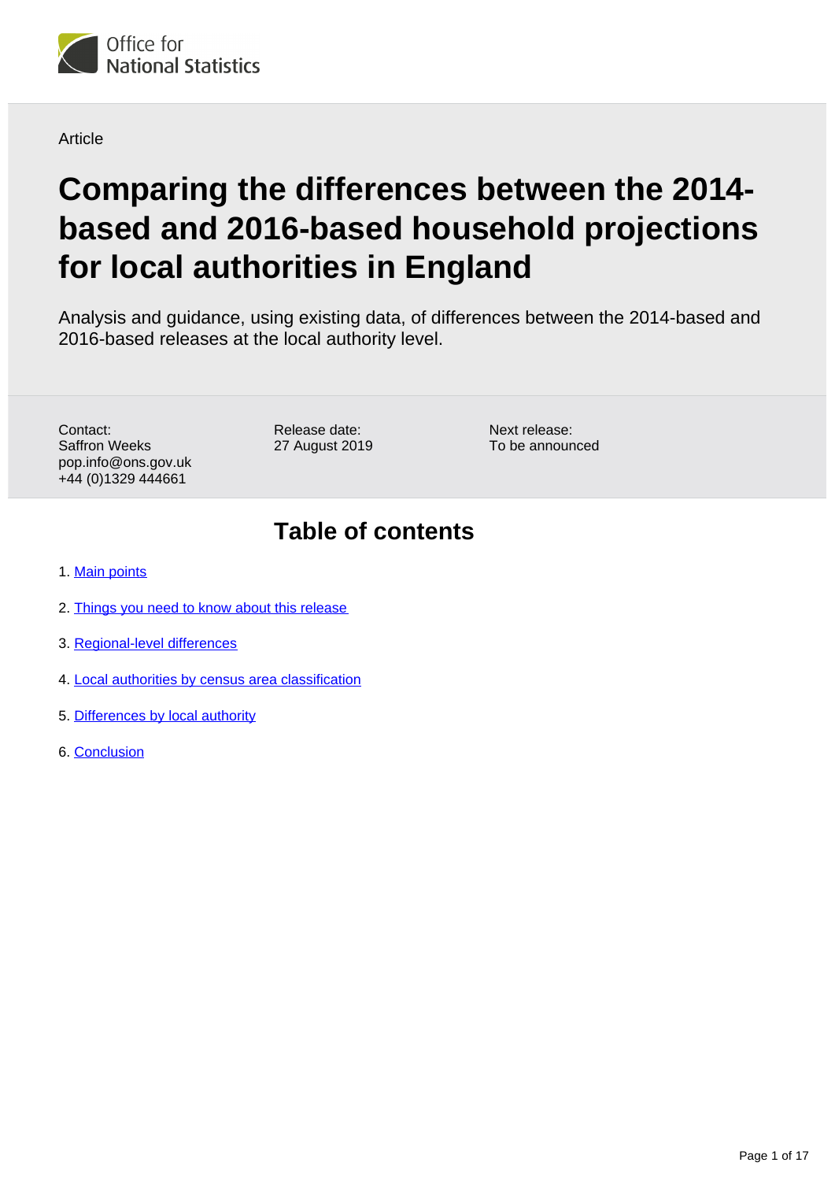Office for National Statistics

Article

# Comparing the differences between the 2014-based and 2016-based household projections for local authorities in England

Analysis and guidance, using existing data, of differences between the 2014-based and 2016-based releases at the local authority level.

Contact:
Saffron Weeks
pop.info@ons.gov.uk
+44 (0)1329 444661

Release date:
27 August 2019

Next release:
To be announced

## Table of contents

1. Main points
2. Things you need to know about this release
3. Regional-level differences
4. Local authorities by census area classification
5. Differences by local authority
6. Conclusion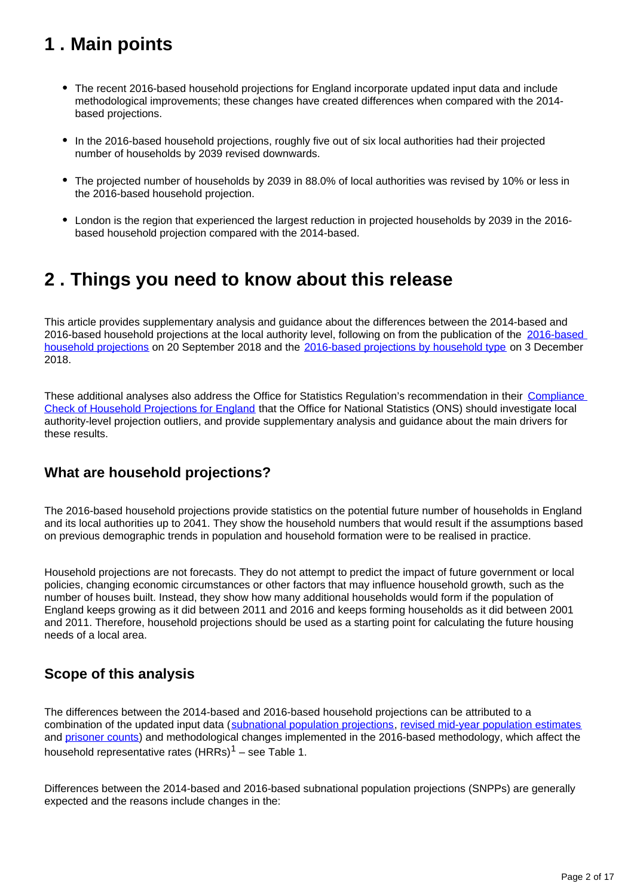## 1 . Main points

- The recent 2016-based household projections for England incorporate updated input data and include methodological improvements; these changes have created differences when compared with the 2014-based projections.
- In the 2016-based household projections, roughly five out of six local authorities had their projected number of households by 2039 revised downwards.
- The projected number of households by 2039 in 88.0% of local authorities was revised by 10% or less in the 2016-based household projection.
- London is the region that experienced the largest reduction in projected households by 2039 in the 2016-based household projection compared with the 2014-based.

## 2 . Things you need to know about this release

This article provides supplementary analysis and guidance about the differences between the 2014-based and 2016-based household projections at the local authority level, following on from the publication of the 2016-based household projections on 20 September 2018 and the 2016-based projections by household type on 3 December 2018.

These additional analyses also address the Office for Statistics Regulation's recommendation in their Compliance Check of Household Projections for England that the Office for National Statistics (ONS) should investigate local authority-level projection outliers, and provide supplementary analysis and guidance about the main drivers for these results.

### What are household projections?

The 2016-based household projections provide statistics on the potential future number of households in England and its local authorities up to 2041. They show the household numbers that would result if the assumptions based on previous demographic trends in population and household formation were to be realised in practice.

Household projections are not forecasts. They do not attempt to predict the impact of future government or local policies, changing economic circumstances or other factors that may influence household growth, such as the number of houses built. Instead, they show how many additional households would form if the population of England keeps growing as it did between 2011 and 2016 and keeps forming households as it did between 2001 and 2011. Therefore, household projections should be used as a starting point for calculating the future housing needs of a local area.

### Scope of this analysis

The differences between the 2014-based and 2016-based household projections can be attributed to a combination of the updated input data (subnational population projections, revised mid-year population estimates and prisoner counts) and methodological changes implemented in the 2016-based methodology, which affect the household representative rates (HRRs)[1] – see Table 1.

Differences between the 2014-based and 2016-based subnational population projections (SNPPs) are generally expected and the reasons include changes in the: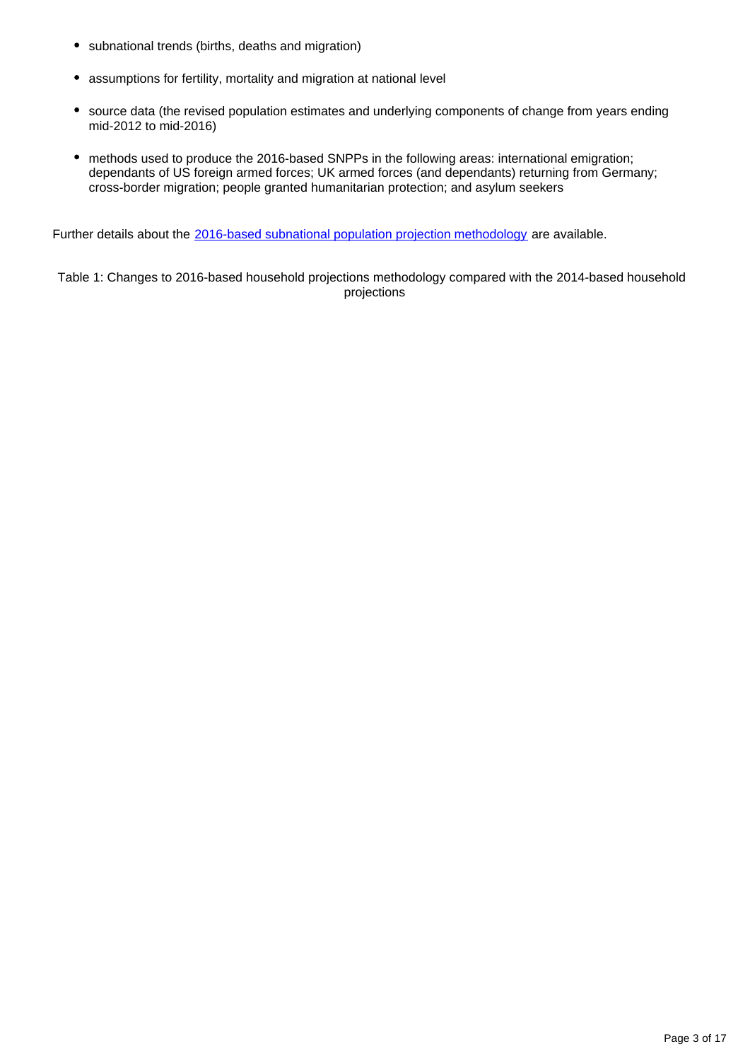- subnational trends (births, deaths and migration)
- assumptions for fertility, mortality and migration at national level
- source data (the revised population estimates and underlying components of change from years ending mid-2012 to mid-2016)
- methods used to produce the 2016-based SNPPs in the following areas: international emigration; dependants of US foreign armed forces; UK armed forces (and dependants) returning from Germany; cross-border migration; people granted humanitarian protection; and asylum seekers

Further details about the [2016-based subnational population projection methodology]() are available.

Table 1: Changes to 2016-based household projections methodology compared with the 2014-based household projections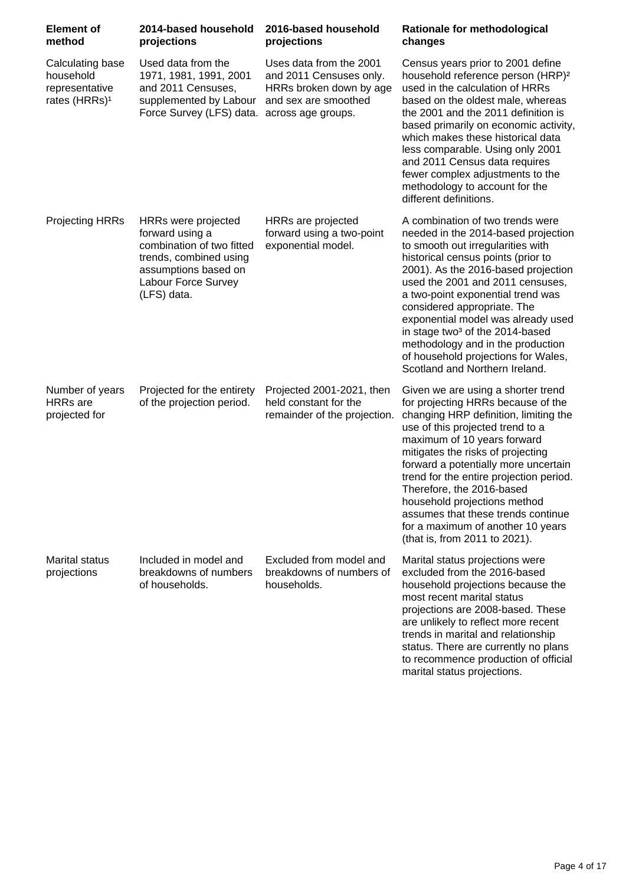| Element of method | 2014-based household projections | 2016-based household projections | Rationale for methodological changes |
|---|---|---|---|
| Calculating base household representative rates (HRRs)[1] | Used data from the 1971, 1981, 1991, 2001 and 2011 Censuses, supplemented by Labour Force Survey (LFS) data. | Uses data from the 2001 and 2011 Censuses only. HRRs broken down by age and sex are smoothed across age groups. | Census years prior to 2001 define household reference person (HRP)[2] used in the calculation of HRRs based on the oldest male, whereas the 2001 and the 2011 definition is based primarily on economic activity, which makes these historical data less comparable. Using only 2001 and 2011 Census data requires fewer complex adjustments to the methodology to account for the different definitions. |
| Projecting HRRs | HRRs were projected forward using a combination of two fitted trends, combined using assumptions based on Labour Force Survey (LFS) data. | HRRs are projected forward using a two-point exponential model. | A combination of two trends were needed in the 2014-based projection to smooth out irregularities with historical census points (prior to 2001). As the 2016-based projection used the 2001 and 2011 censuses, a two-point exponential trend was considered appropriate. The exponential model was already used in stage two[3] of the 2014-based methodology and in the production of household projections for Wales, Scotland and Northern Ireland. |
| Number of years HRRs are projected for | Projected for the entirety of the projection period. | Projected 2001-2021, then held constant for the remainder of the projection. | Given we are using a shorter trend for projecting HRRs because of the changing HRP definition, limiting the use of this projected trend to a maximum of 10 years forward mitigates the risks of projecting forward a potentially more uncertain trend for the entire projection period. Therefore, the 2016-based household projections method assumes that these trends continue for a maximum of another 10 years (that is, from 2011 to 2021). |
| Marital status projections | Included in model and breakdowns of numbers of households. | Excluded from model and breakdowns of numbers of households. | Marital status projections were excluded from the 2016-based household projections because the most recent marital status projections are 2008-based. These are unlikely to reflect more recent trends in marital and relationship status. There are currently no plans to recommence production of official marital status projections. |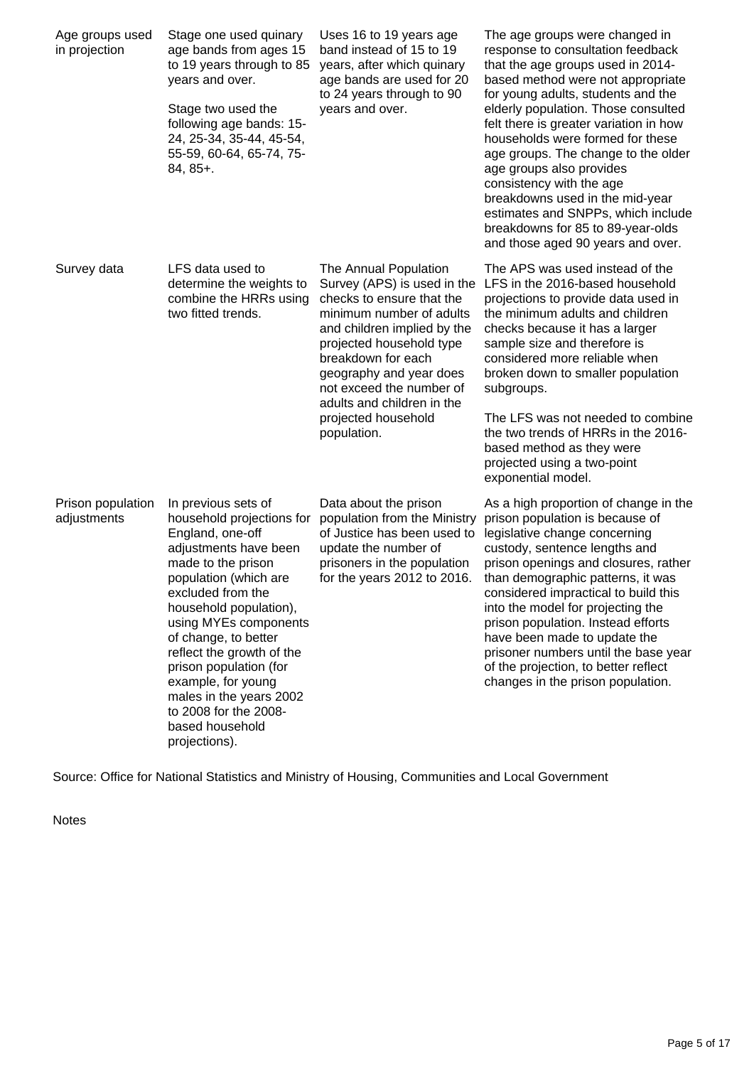| | | | |
|---|---|---|---|
| Age groups used in projection | Stage one used quinary age bands from ages 15 to 19 years through to 85 years and over.<br><br>Stage two used the following age bands: 15-24, 25-34, 35-44, 45-54, 55-59, 60-64, 65-74, 75-84, 85+. | Uses 16 to 19 years age band instead of 15 to 19 years, after which quinary age bands are used for 20 to 24 years through to 90 years and over. | The age groups were changed in response to consultation feedback that the age groups used in 2014-based method were not appropriate for young adults, students and the elderly population. Those consulted felt there is greater variation in how households were formed for these age groups. The change to the older age groups also provides consistency with the age breakdowns used in the mid-year estimates and SNPPs, which include breakdowns for 85 to 89-year-olds and those aged 90 years and over. |
| Survey data | LFS data used to determine the weights to combine the HRRs using two fitted trends. | The Annual Population Survey (APS) is used in the checks to ensure that the minimum number of adults and children implied by the projected household type breakdown for each geography and year does not exceed the number of adults and children in the projected household population. | The APS was used instead of the LFS in the 2016-based household projections to provide data used in the minimum adults and children checks because it has a larger sample size and therefore is considered more reliable when broken down to smaller population subgroups.<br><br>The LFS was not needed to combine the two trends of HRRs in the 2016-based method as they were projected using a two-point exponential model. |
| Prison population adjustments | In previous sets of household projections for England, one-off adjustments have been made to the prison population (which are excluded from the household population), using MYEs components of change, to better reflect the growth of the prison population (for example, for young males in the years 2002 to 2008 for the 2008-based household projections). | Data about the prison population from the Ministry of Justice has been used to update the number of prisoners in the population for the years 2012 to 2016. | As a high proportion of change in the prison population is because of legislative change concerning custody, sentence lengths and prison openings and closures, rather than demographic patterns, it was considered impractical to build this into the model for projecting the prison population. Instead efforts have been made to update the prisoner numbers until the base year of the projection, to better reflect changes in the prison population. |

Source: Office for National Statistics and Ministry of Housing, Communities and Local Government

Notes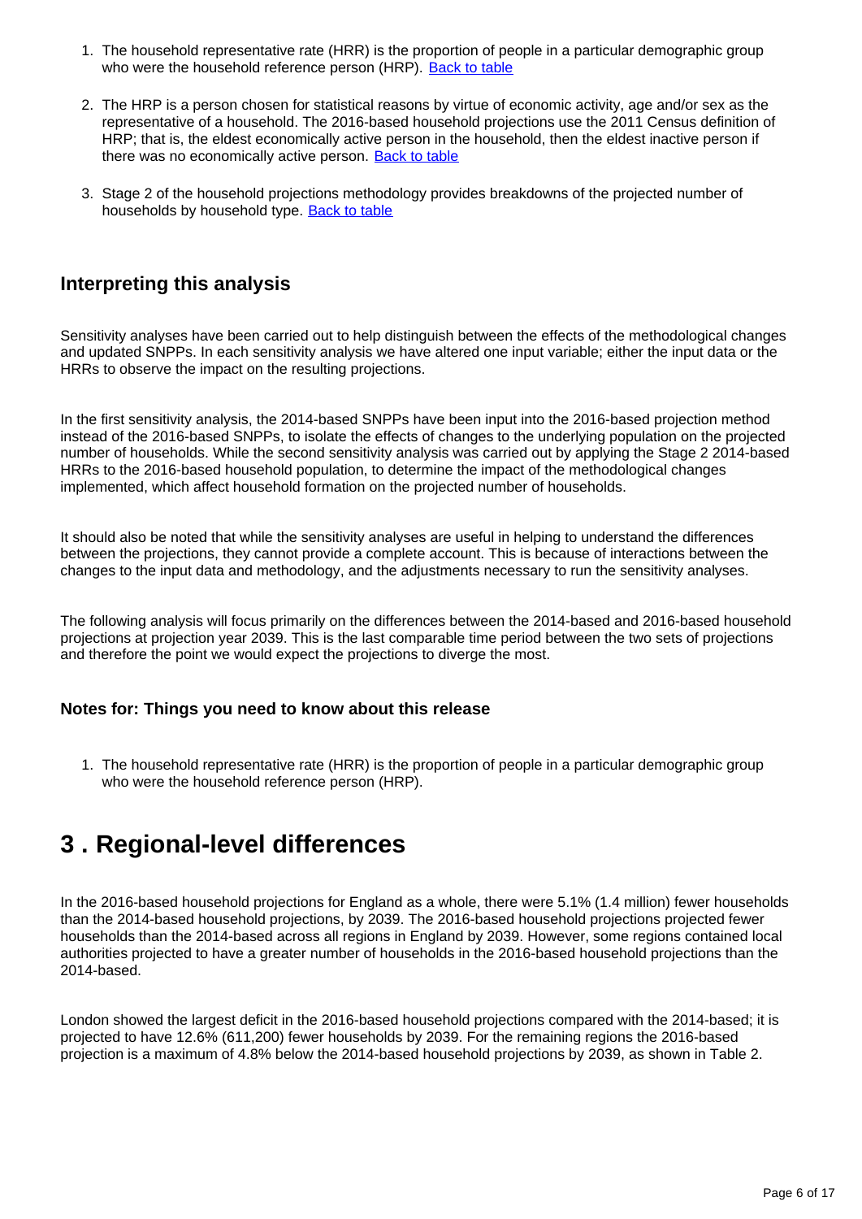1. The household representative rate (HRR) is the proportion of people in a particular demographic group who were the household reference person (HRP). Back to table

2. The HRP is a person chosen for statistical reasons by virtue of economic activity, age and/or sex as the representative of a household. The 2016-based household projections use the 2011 Census definition of HRP; that is, the eldest economically active person in the household, then the eldest inactive person if there was no economically active person. Back to table

3. Stage 2 of the household projections methodology provides breakdowns of the projected number of households by household type. Back to table

### Interpreting this analysis

Sensitivity analyses have been carried out to help distinguish between the effects of the methodological changes and updated SNPPs. In each sensitivity analysis we have altered one input variable; either the input data or the HRRs to observe the impact on the resulting projections.

In the first sensitivity analysis, the 2014-based SNPPs have been input into the 2016-based projection method instead of the 2016-based SNPPs, to isolate the effects of changes to the underlying population on the projected number of households. While the second sensitivity analysis was carried out by applying the Stage 2 2014-based HRRs to the 2016-based household population, to determine the impact of the methodological changes implemented, which affect household formation on the projected number of households.

It should also be noted that while the sensitivity analyses are useful in helping to understand the differences between the projections, they cannot provide a complete account. This is because of interactions between the changes to the input data and methodology, and the adjustments necessary to run the sensitivity analyses.

The following analysis will focus primarily on the differences between the 2014-based and 2016-based household projections at projection year 2039. This is the last comparable time period between the two sets of projections and therefore the point we would expect the projections to diverge the most.

#### Notes for: Things you need to know about this release

1. The household representative rate (HRR) is the proportion of people in a particular demographic group who were the household reference person (HRP).

## 3 . Regional-level differences

In the 2016-based household projections for England as a whole, there were 5.1% (1.4 million) fewer households than the 2014-based household projections, by 2039. The 2016-based household projections projected fewer households than the 2014-based across all regions in England by 2039. However, some regions contained local authorities projected to have a greater number of households in the 2016-based household projections than the 2014-based.

London showed the largest deficit in the 2016-based household projections compared with the 2014-based; it is projected to have 12.6% (611,200) fewer households by 2039. For the remaining regions the 2016-based projection is a maximum of 4.8% below the 2014-based household projections by 2039, as shown in Table 2.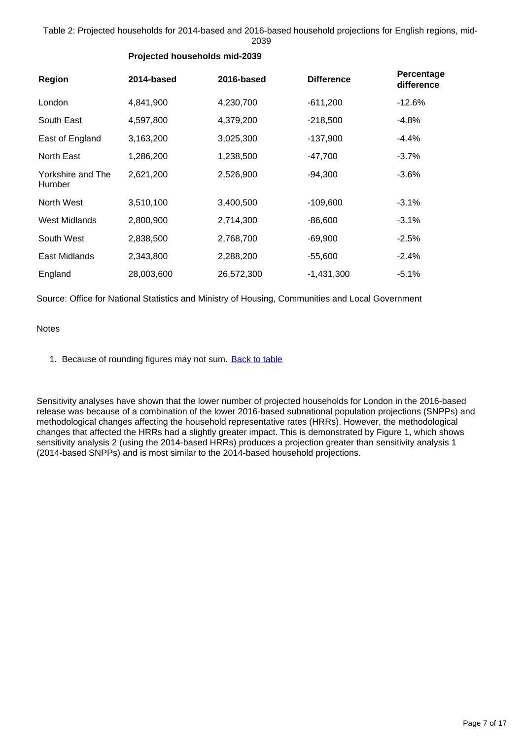Table 2: Projected households for 2014-based and 2016-based household projections for English regions, mid-2039

| | Projected households mid-2039 | | | |
|---|---|---|---|---|
| **Region** | **2014-based** | **2016-based** | **Difference** | **Percentage difference** |
| London | 4,841,900 | 4,230,700 | -611,200 | -12.6% |
| South East | 4,597,800 | 4,379,200 | -218,500 | -4.8% |
| East of England | 3,163,200 | 3,025,300 | -137,900 | -4.4% |
| North East | 1,286,200 | 1,238,500 | -47,700 | -3.7% |
| Yorkshire and The Humber | 2,621,200 | 2,526,900 | -94,300 | -3.6% |
| North West | 3,510,100 | 3,400,500 | -109,600 | -3.1% |
| West Midlands | 2,800,900 | 2,714,300 | -86,600 | -3.1% |
| South West | 2,838,500 | 2,768,700 | -69,900 | -2.5% |
| East Midlands | 2,343,800 | 2,288,200 | -55,600 | -2.4% |
| England | 28,003,600 | 26,572,300 | -1,431,300 | -5.1% |

Source: Office for National Statistics and Ministry of Housing, Communities and Local Government

Notes

1. Because of rounding figures may not sum. Back to table

Sensitivity analyses have shown that the lower number of projected households for London in the 2016-based release was because of a combination of the lower 2016-based subnational population projections (SNPPs) and methodological changes affecting the household representative rates (HRRs). However, the methodological changes that affected the HRRs had a slightly greater impact. This is demonstrated by Figure 1, which shows sensitivity analysis 2 (using the 2014-based HRRs) produces a projection greater than sensitivity analysis 1 (2014-based SNPPs) and is most similar to the 2014-based household projections.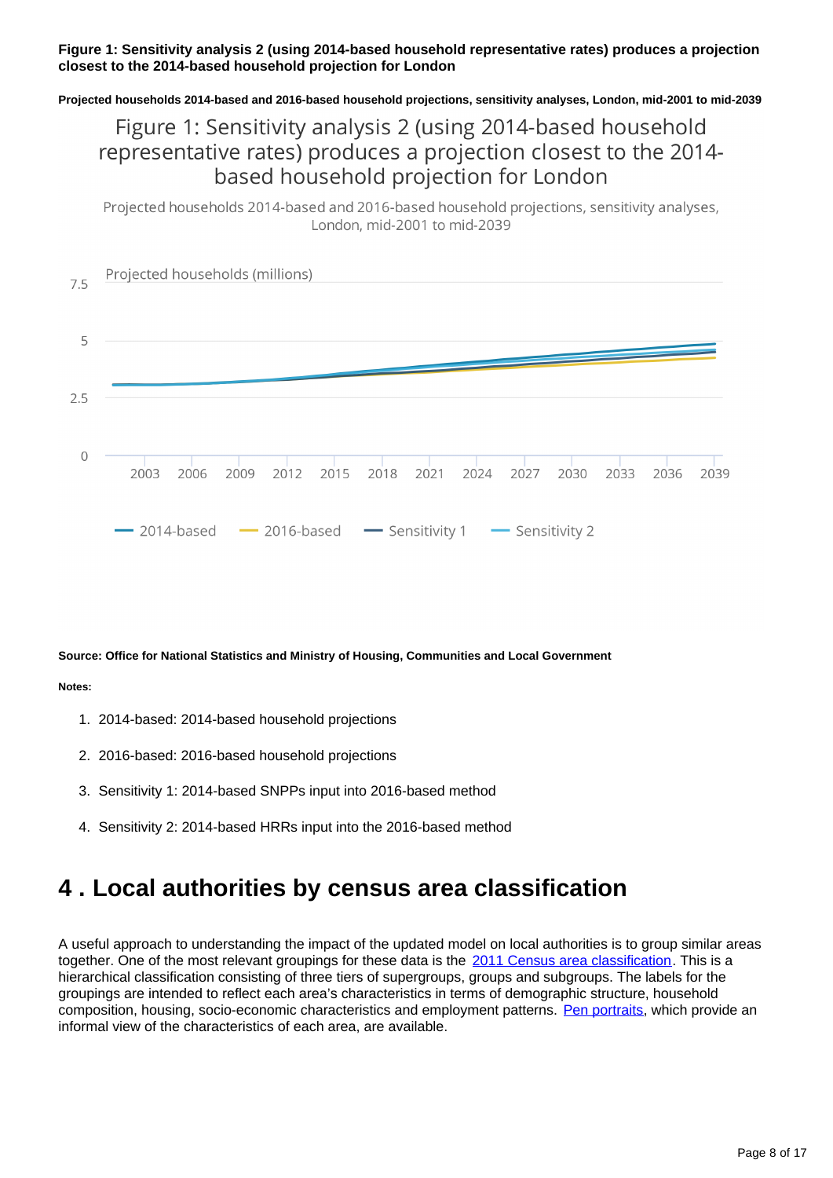**Figure 1: Sensitivity analysis 2 (using 2014-based household representative rates) produces a projection closest to the 2014-based household projection for London**

**Projected households 2014-based and 2016-based household projections, sensitivity analyses, London, mid-2001 to mid-2039**

Figure 1: Sensitivity analysis 2 (using 2014-based household representative rates) produces a projection closest to the 2014-based household projection for London

Projected households 2014-based and 2016-based household projections, sensitivity analyses, London, mid-2001 to mid-2039

Projected households (millions)

7.5

5

2.5

0

2003 2006 2009 2012 2015 2018 2021 2024 2027 2030 2033 2036 2039

2014-based 2016-based Sensitivity 1 Sensitivity 2

**Source: Office for National Statistics and Ministry of Housing, Communities and Local Government**

**Notes:**

1. 2014-based: 2014-based household projections
2. 2016-based: 2016-based household projections
3. Sensitivity 1: 2014-based SNPPs input into 2016-based method
4. Sensitivity 2: 2014-based HRRs input into the 2016-based method

# 4 . Local authorities by census area classification

A useful approach to understanding the impact of the updated model on local authorities is to group similar areas together. One of the most relevant groupings for these data is the 2011 Census area classification. This is a hierarchical classification consisting of three tiers of supergroups, groups and subgroups. The labels for the groupings are intended to reflect each area's characteristics in terms of demographic structure, household composition, housing, socio-economic characteristics and employment patterns. Pen portraits, which provide an informal view of the characteristics of each area, are available.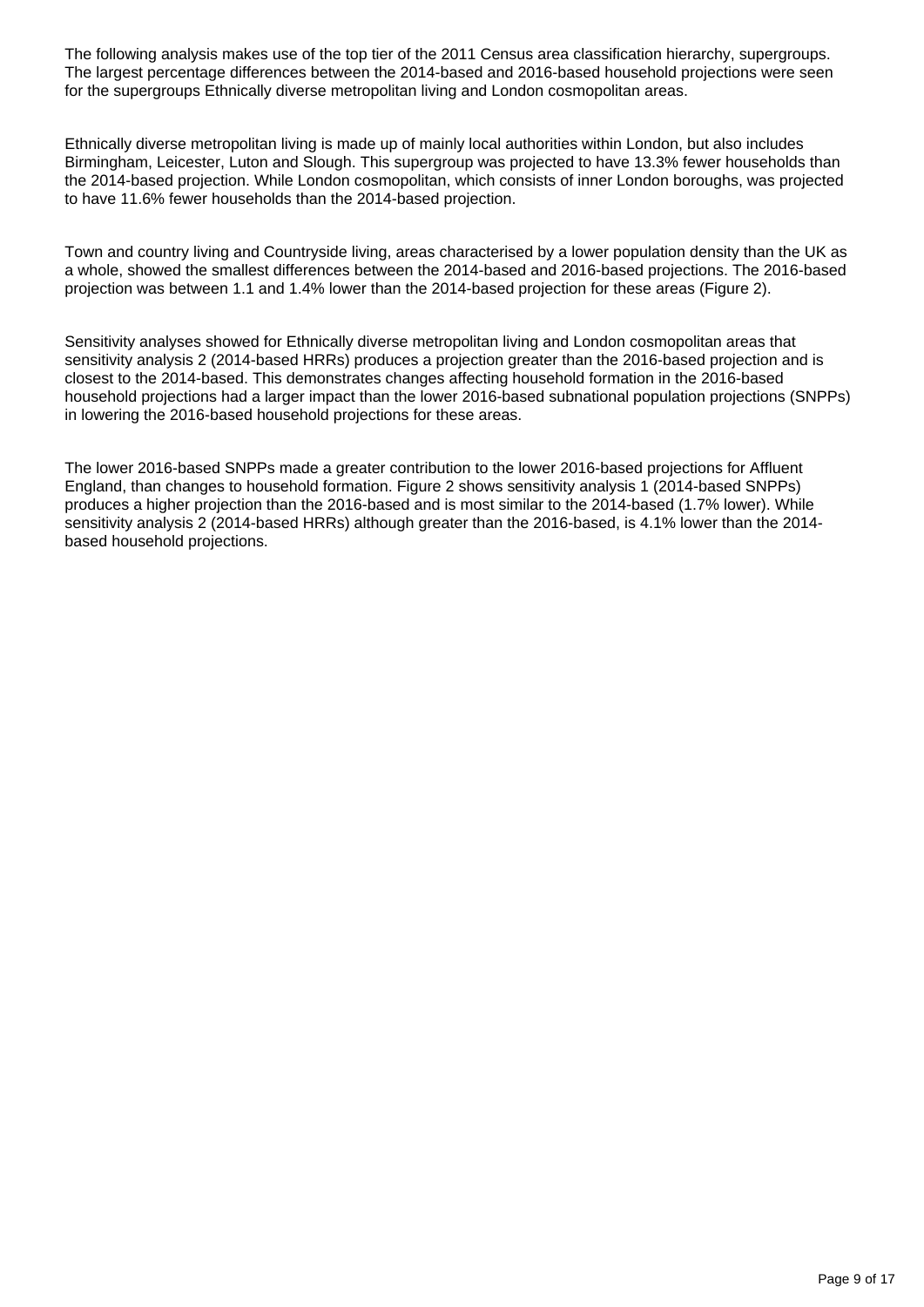The following analysis makes use of the top tier of the 2011 Census area classification hierarchy, supergroups. The largest percentage differences between the 2014-based and 2016-based household projections were seen for the supergroups Ethnically diverse metropolitan living and London cosmopolitan areas.

Ethnically diverse metropolitan living is made up of mainly local authorities within London, but also includes Birmingham, Leicester, Luton and Slough. This supergroup was projected to have 13.3% fewer households than the 2014-based projection. While London cosmopolitan, which consists of inner London boroughs, was projected to have 11.6% fewer households than the 2014-based projection.

Town and country living and Countryside living, areas characterised by a lower population density than the UK as a whole, showed the smallest differences between the 2014-based and 2016-based projections. The 2016-based projection was between 1.1 and 1.4% lower than the 2014-based projection for these areas (Figure 2).

Sensitivity analyses showed for Ethnically diverse metropolitan living and London cosmopolitan areas that sensitivity analysis 2 (2014-based HRRs) produces a projection greater than the 2016-based projection and is closest to the 2014-based. This demonstrates changes affecting household formation in the 2016-based household projections had a larger impact than the lower 2016-based subnational population projections (SNPPs) in lowering the 2016-based household projections for these areas.

The lower 2016-based SNPPs made a greater contribution to the lower 2016-based projections for Affluent England, than changes to household formation. Figure 2 shows sensitivity analysis 1 (2014-based SNPPs) produces a higher projection than the 2016-based and is most similar to the 2014-based (1.7% lower). While sensitivity analysis 2 (2014-based HRRs) although greater than the 2016-based, is 4.1% lower than the 2014-based household projections.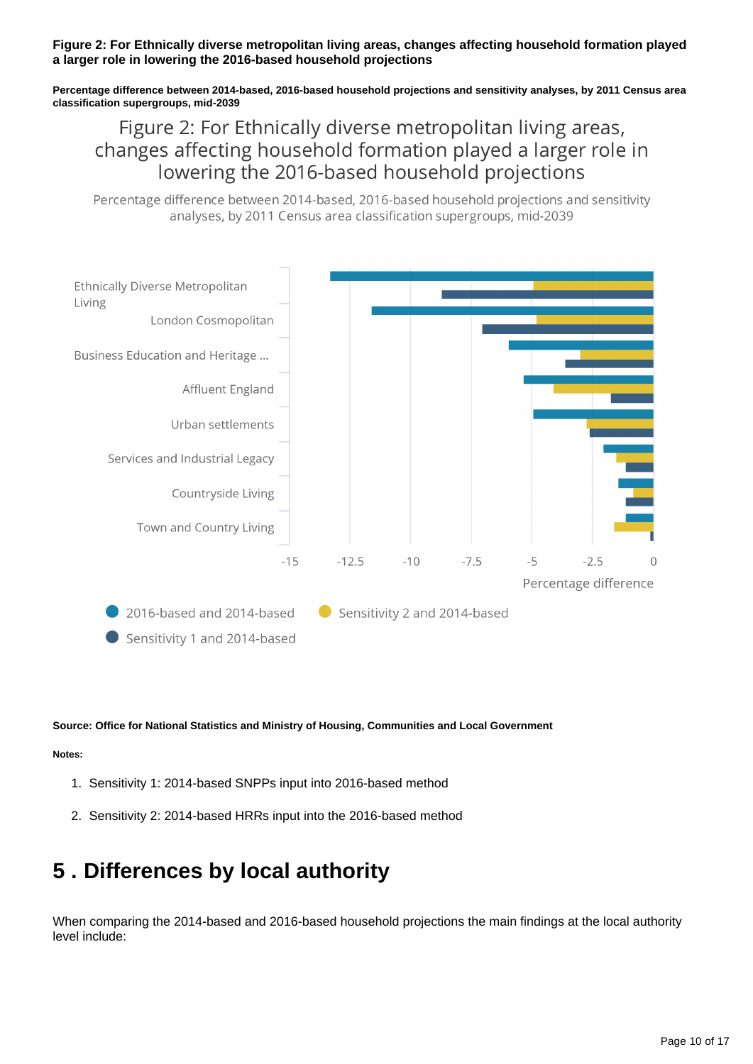**Figure 2: For Ethnically diverse metropolitan living areas, changes affecting household formation played a larger role in lowering the 2016-based household projections**

**Percentage difference between 2014-based, 2016-based household projections and sensitivity analyses, by 2011 Census area classification supergroups, mid-2039**

Figure 2: For Ethnically diverse metropolitan living areas, changes affecting household formation played a larger role in lowering the 2016-based household projections

Percentage difference between 2014-based, 2016-based household projections and sensitivity analyses, by 2011 Census area classification supergroups, mid-2039

Ethnically Diverse Metropolitan Living
London Cosmopolitan
Business Education and Heritage ...
Affluent England
Urban settlements
Services and Industrial Legacy
Countryside Living
Town and Country Living

-15 -12.5 -10 -7.5 -5 -2.5 0

Percentage difference

2016-based and 2014-based
Sensitivity 2 and 2014-based
Sensitivity 1 and 2014-based

**Source: Office for National Statistics and Ministry of Housing, Communities and Local Government**

**Notes:**

1. Sensitivity 1: 2014-based SNPPs input into 2016-based method
2. Sensitivity 2: 2014-based HRRs input into the 2016-based method

# 5 . Differences by local authority

When comparing the 2014-based and 2016-based household projections the main findings at the local authority level include: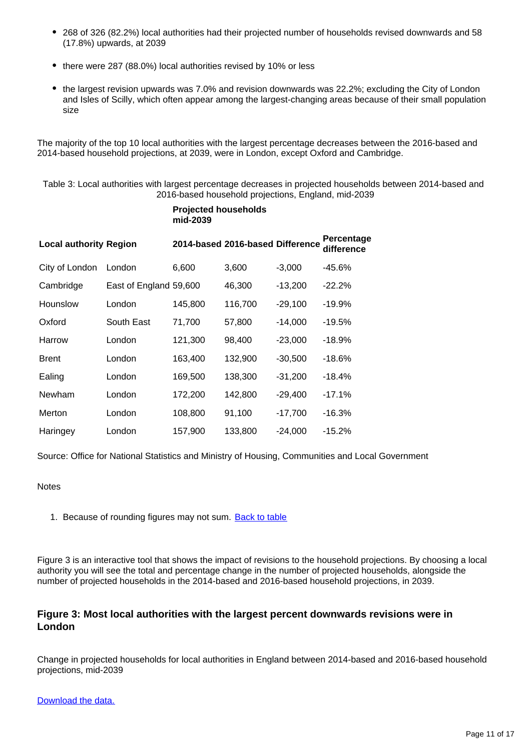- 268 of 326 (82.2%) local authorities had their projected number of households revised downwards and 58 (17.8%) upwards, at 2039
- there were 287 (88.0%) local authorities revised by 10% or less
- the largest revision upwards was 7.0% and revision downwards was 22.2%; excluding the City of London and Isles of Scilly, which often appear among the largest-changing areas because of their small population size

The majority of the top 10 local authorities with the largest percentage decreases between the 2016-based and 2014-based household projections, at 2039, were in London, except Oxford and Cambridge.

Table 3: Local authorities with largest percentage decreases in projected households between 2014-based and 2016-based household projections, England, mid-2039

| | | **Projected households mid-2039** | | | |
|---|---|---|---|---|---|
| **Local authority** | **Region** | **2014-based** | **2016-based** | **Difference** | **Percentage difference** |
| City of London | London | 6,600 | 3,600 | -3,000 | -45.6% |
| Cambridge | East of England | 59,600 | 46,300 | -13,200 | -22.2% |
| Hounslow | London | 145,800 | 116,700 | -29,100 | -19.9% |
| Oxford | South East | 71,700 | 57,800 | -14,000 | -19.5% |
| Harrow | London | 121,300 | 98,400 | -23,000 | -18.9% |
| Brent | London | 163,400 | 132,900 | -30,500 | -18.6% |
| Ealing | London | 169,500 | 138,300 | -31,200 | -18.4% |
| Newham | London | 172,200 | 142,800 | -29,400 | -17.1% |
| Merton | London | 108,800 | 91,100 | -17,700 | -16.3% |
| Haringey | London | 157,900 | 133,800 | -24,000 | -15.2% |

Source: Office for National Statistics and Ministry of Housing, Communities and Local Government

Notes

1. Because of rounding figures may not sum. Back to table

Figure 3 is an interactive tool that shows the impact of revisions to the household projections. By choosing a local authority you will see the total and percentage change in the number of projected households, alongside the number of projected households in the 2014-based and 2016-based household projections, in 2039.

### Figure 3: Most local authorities with the largest percent downwards revisions were in London

Change in projected households for local authorities in England between 2014-based and 2016-based household projections, mid-2039

Download the data.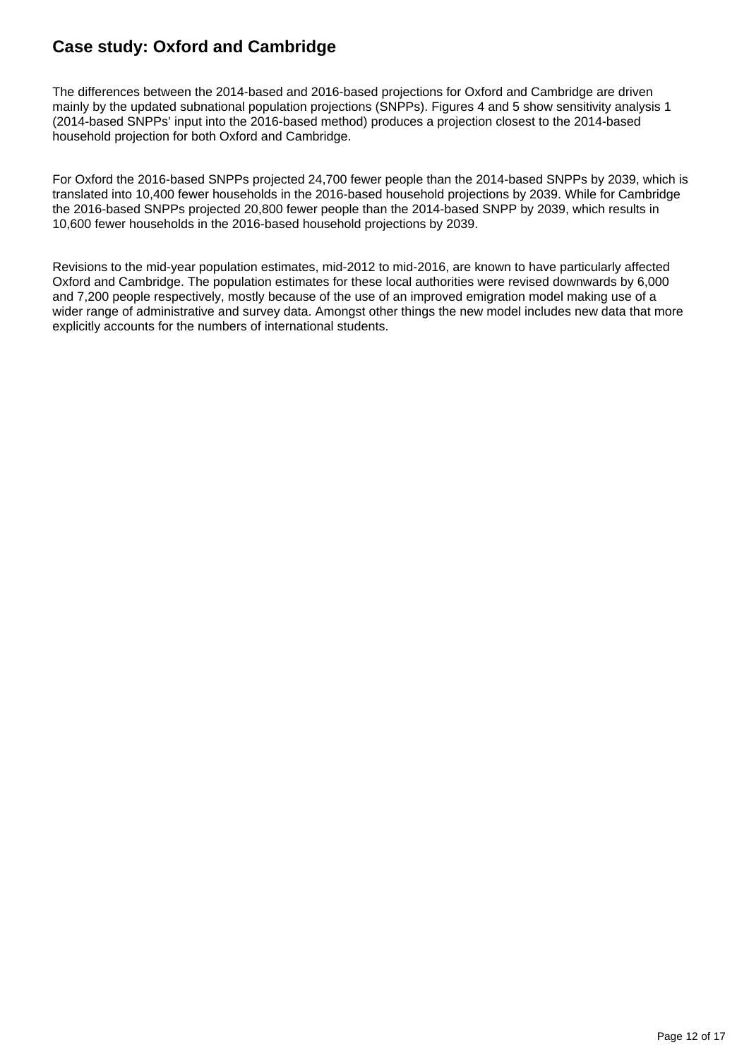## Case study: Oxford and Cambridge

The differences between the 2014-based and 2016-based projections for Oxford and Cambridge are driven mainly by the updated subnational population projections (SNPPs). Figures 4 and 5 show sensitivity analysis 1 (2014-based SNPPs' input into the 2016-based method) produces a projection closest to the 2014-based household projection for both Oxford and Cambridge.

For Oxford the 2016-based SNPPs projected 24,700 fewer people than the 2014-based SNPPs by 2039, which is translated into 10,400 fewer households in the 2016-based household projections by 2039. While for Cambridge the 2016-based SNPPs projected 20,800 fewer people than the 2014-based SNPP by 2039, which results in 10,600 fewer households in the 2016-based household projections by 2039.

Revisions to the mid-year population estimates, mid-2012 to mid-2016, are known to have particularly affected Oxford and Cambridge. The population estimates for these local authorities were revised downwards by 6,000 and 7,200 people respectively, mostly because of the use of an improved emigration model making use of a wider range of administrative and survey data. Amongst other things the new model includes new data that more explicitly accounts for the numbers of international students.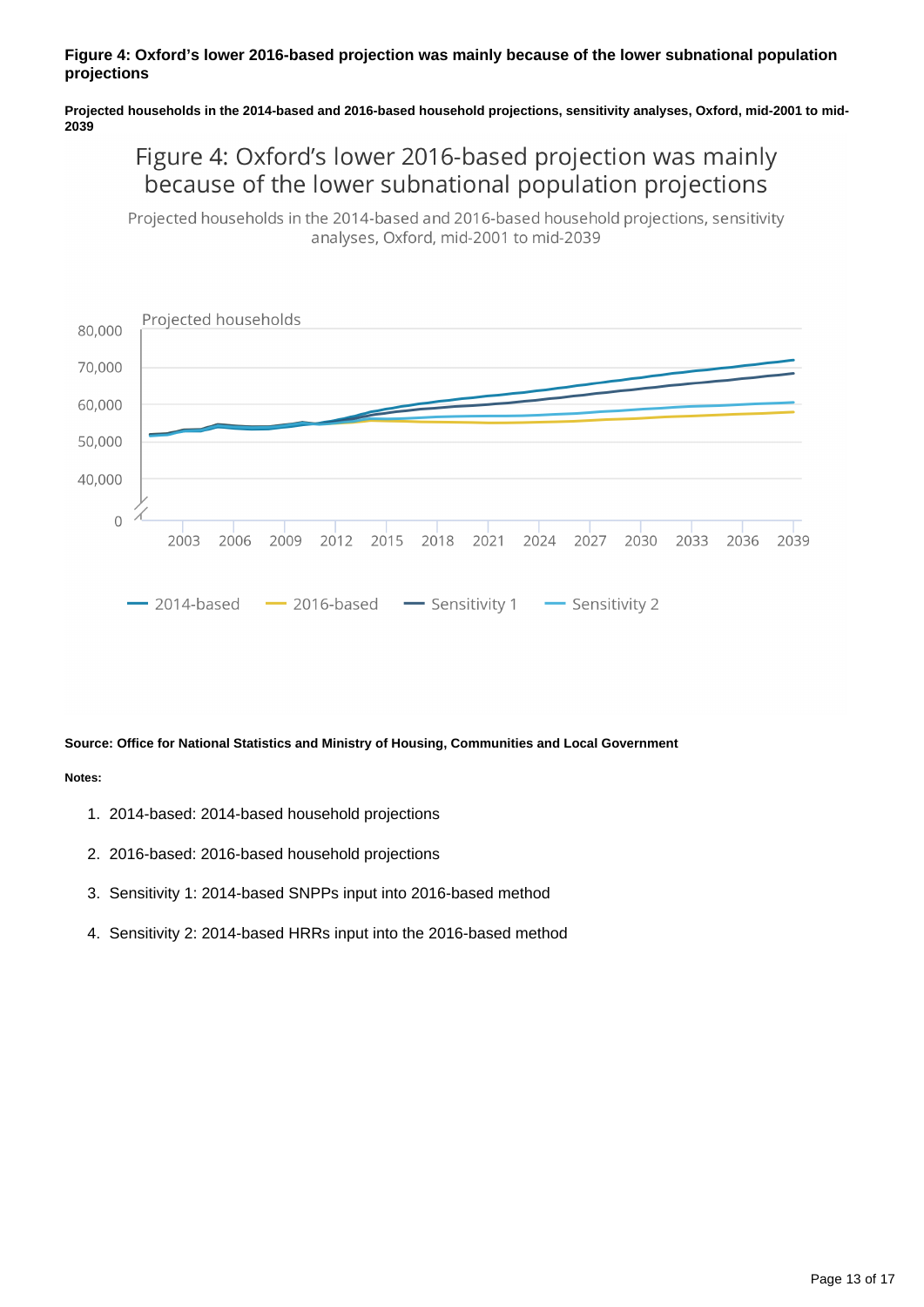**Figure 4: Oxford's lower 2016-based projection was mainly because of the lower subnational population projections**

**Projected households in the 2014-based and 2016-based household projections, sensitivity analyses, Oxford, mid-2001 to mid-2039**

**Source: Office for National Statistics and Ministry of Housing, Communities and Local Government**

**Notes:**

1. 2014-based: 2014-based household projections
2. 2016-based: 2016-based household projections
3. Sensitivity 1: 2014-based SNPPs input into 2016-based method
4. Sensitivity 2: 2014-based HRRs input into the 2016-based method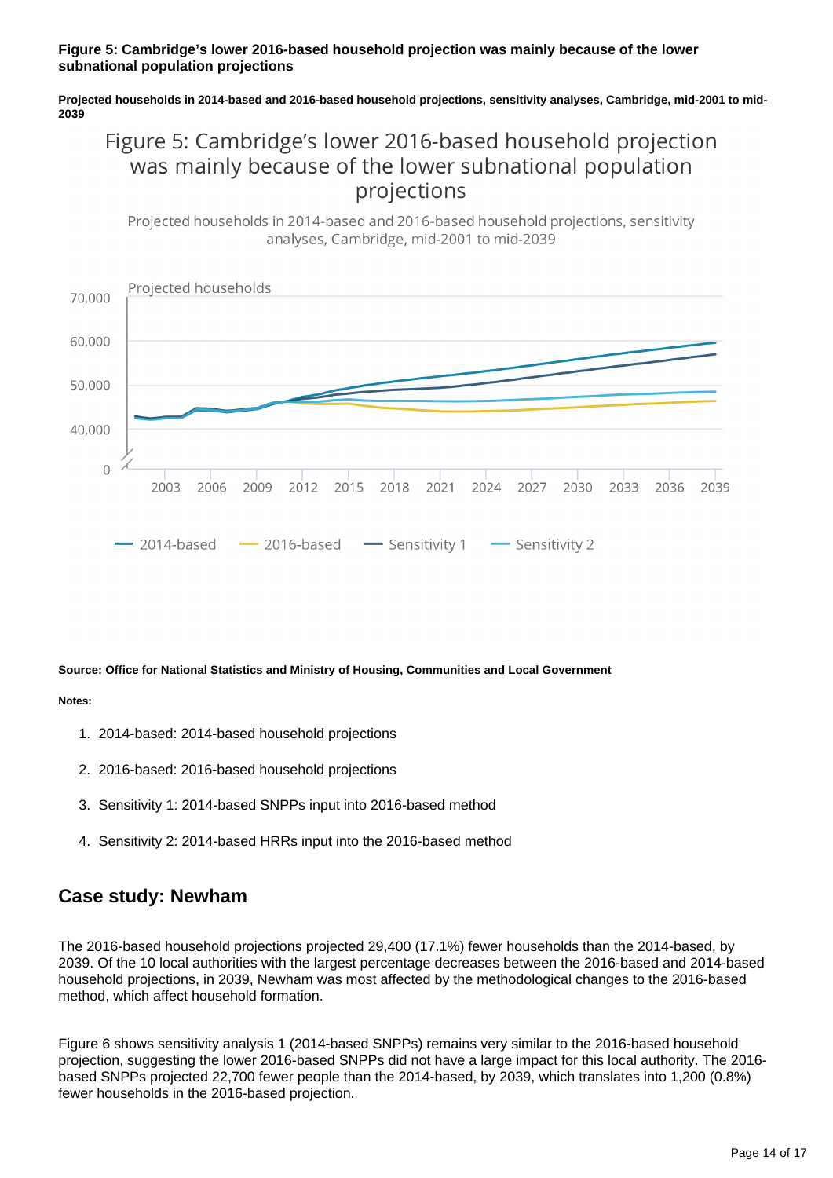**Figure 5: Cambridge's lower 2016-based household projection was mainly because of the lower subnational population projections**

**Projected households in 2014-based and 2016-based household projections, sensitivity analyses, Cambridge, mid-2001 to mid-2039**

**Source: Office for National Statistics and Ministry of Housing, Communities and Local Government**

**Notes:**

1. 2014-based: 2014-based household projections
2. 2016-based: 2016-based household projections
3. Sensitivity 1: 2014-based SNPPs input into 2016-based method
4. Sensitivity 2: 2014-based HRRs input into the 2016-based method

## Case study: Newham

The 2016-based household projections projected 29,400 (17.1%) fewer households than the 2014-based, by 2039. Of the 10 local authorities with the largest percentage decreases between the 2016-based and 2014-based household projections, in 2039, Newham was most affected by the methodological changes to the 2016-based method, which affect household formation.

Figure 6 shows sensitivity analysis 1 (2014-based SNPPs) remains very similar to the 2016-based household projection, suggesting the lower 2016-based SNPPs did not have a large impact for this local authority. The 2016-based SNPPs projected 22,700 fewer people than the 2014-based, by 2039, which translates into 1,200 (0.8%) fewer households in the 2016-based projection.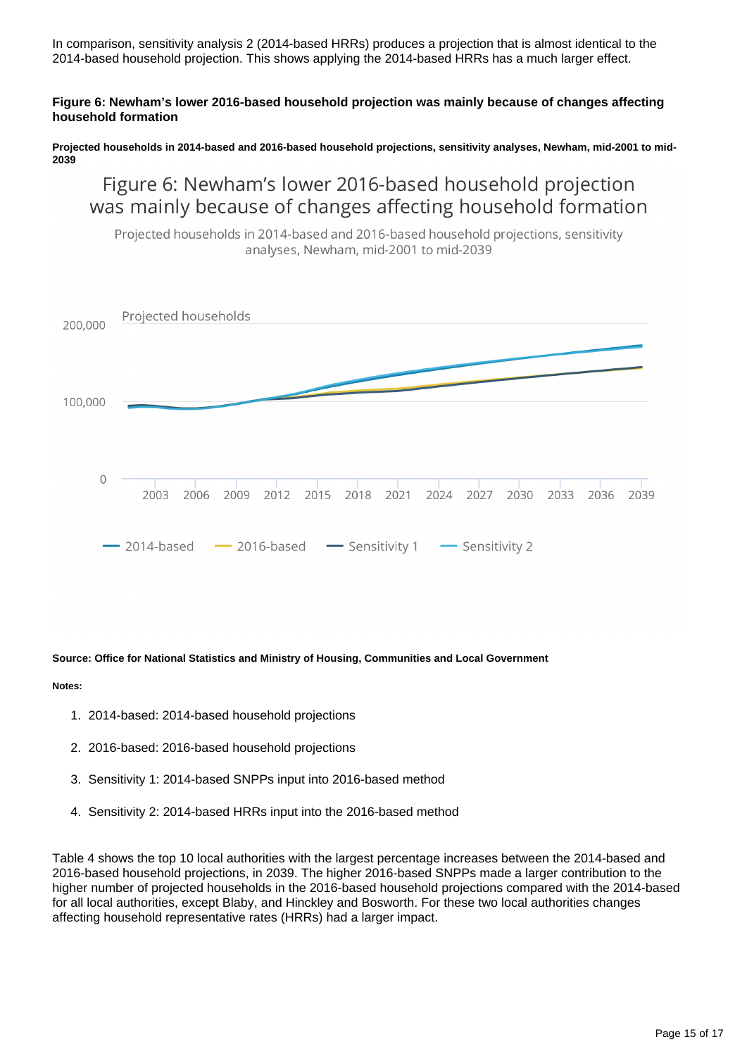In comparison, sensitivity analysis 2 (2014-based HRRs) produces a projection that is almost identical to the 2014-based household projection. This shows applying the 2014-based HRRs has a much larger effect.

#### Figure 6: Newham's lower 2016-based household projection was mainly because of changes affecting household formation

##### Projected households in 2014-based and 2016-based household projections, sensitivity analyses, Newham, mid-2001 to mid-2039

Figure 6: Newham's lower 2016-based household projection was mainly because of changes affecting household formation

Projected households in 2014-based and 2016-based household projections, sensitivity analyses, Newham, mid-2001 to mid-2039

Projected households

200,000

100,000

0

2003 2006 2009 2012 2015 2018 2021 2024 2027 2030 2033 2036 2039

2014-based 2016-based Sensitivity 1 Sensitivity 2

**Source: Office for National Statistics and Ministry of Housing, Communities and Local Government**

**Notes:**

1. 2014-based: 2014-based household projections
2. 2016-based: 2016-based household projections
3. Sensitivity 1: 2014-based SNPPs input into 2016-based method
4. Sensitivity 2: 2014-based HRRs input into the 2016-based method

Table 4 shows the top 10 local authorities with the largest percentage increases between the 2014-based and 2016-based household projections, in 2039. The higher 2016-based SNPPs made a larger contribution to the higher number of projected households in the 2016-based household projections compared with the 2014-based for all local authorities, except Blaby, and Hinckley and Bosworth. For these two local authorities changes affecting household representative rates (HRRs) had a larger impact.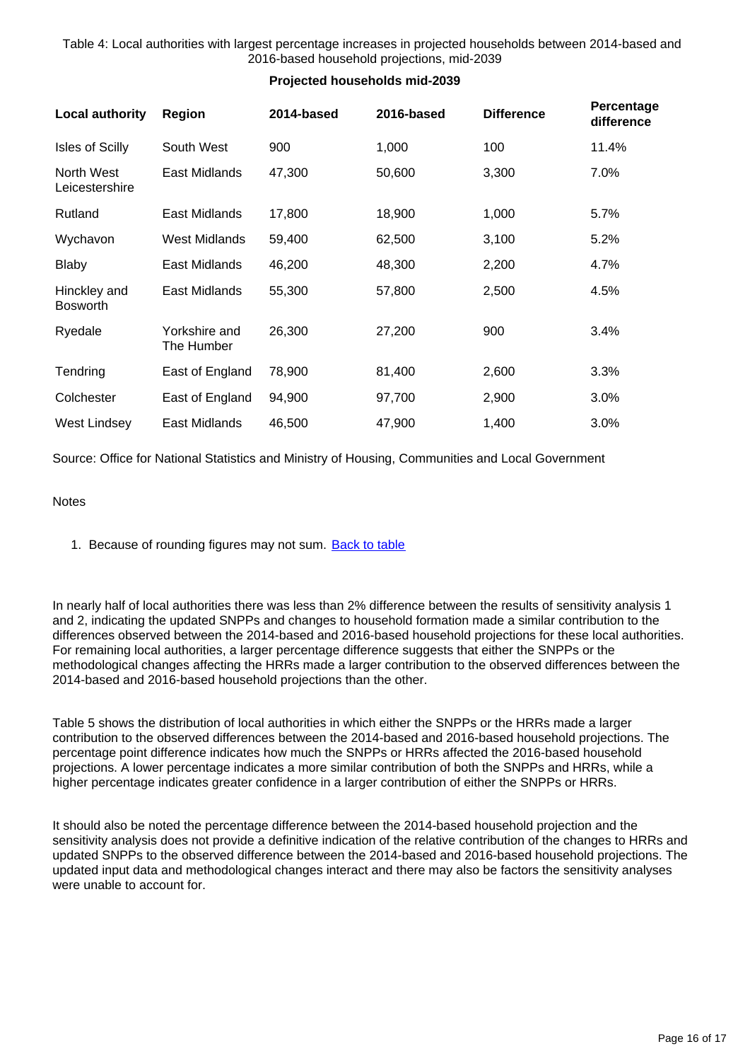Table 4: Local authorities with largest percentage increases in projected households between 2014-based and 2016-based household projections, mid-2039

**Projected households mid-2039**

| Local authority | Region | 2014-based | 2016-based | Difference | Percentage difference |
|---|---|---|---|---|---|
| Isles of Scilly | South West | 900 | 1,000 | 100 | 11.4% |
| North West Leicestershire | East Midlands | 47,300 | 50,600 | 3,300 | 7.0% |
| Rutland | East Midlands | 17,800 | 18,900 | 1,000 | 5.7% |
| Wychavon | West Midlands | 59,400 | 62,500 | 3,100 | 5.2% |
| Blaby | East Midlands | 46,200 | 48,300 | 2,200 | 4.7% |
| Hinckley and Bosworth | East Midlands | 55,300 | 57,800 | 2,500 | 4.5% |
| Ryedale | Yorkshire and The Humber | 26,300 | 27,200 | 900 | 3.4% |
| Tendring | East of England | 78,900 | 81,400 | 2,600 | 3.3% |
| Colchester | East of England | 94,900 | 97,700 | 2,900 | 3.0% |
| West Lindsey | East Midlands | 46,500 | 47,900 | 1,400 | 3.0% |

Source: Office for National Statistics and Ministry of Housing, Communities and Local Government

Notes

1. Because of rounding figures may not sum. Back to table

In nearly half of local authorities there was less than 2% difference between the results of sensitivity analysis 1 and 2, indicating the updated SNPPs and changes to household formation made a similar contribution to the differences observed between the 2014-based and 2016-based household projections for these local authorities. For remaining local authorities, a larger percentage difference suggests that either the SNPPs or the methodological changes affecting the HRRs made a larger contribution to the observed differences between the 2014-based and 2016-based household projections than the other.

Table 5 shows the distribution of local authorities in which either the SNPPs or the HRRs made a larger contribution to the observed differences between the 2014-based and 2016-based household projections. The percentage point difference indicates how much the SNPPs or HRRs affected the 2016-based household projections. A lower percentage indicates a more similar contribution of both the SNPPs and HRRs, while a higher percentage indicates greater confidence in a larger contribution of either the SNPPs or HRRs.

It should also be noted the percentage difference between the 2014-based household projection and the sensitivity analysis does not provide a definitive indication of the relative contribution of the changes to HRRs and updated SNPPs to the observed difference between the 2014-based and 2016-based household projections. The updated input data and methodological changes interact and there may also be factors the sensitivity analyses were unable to account for.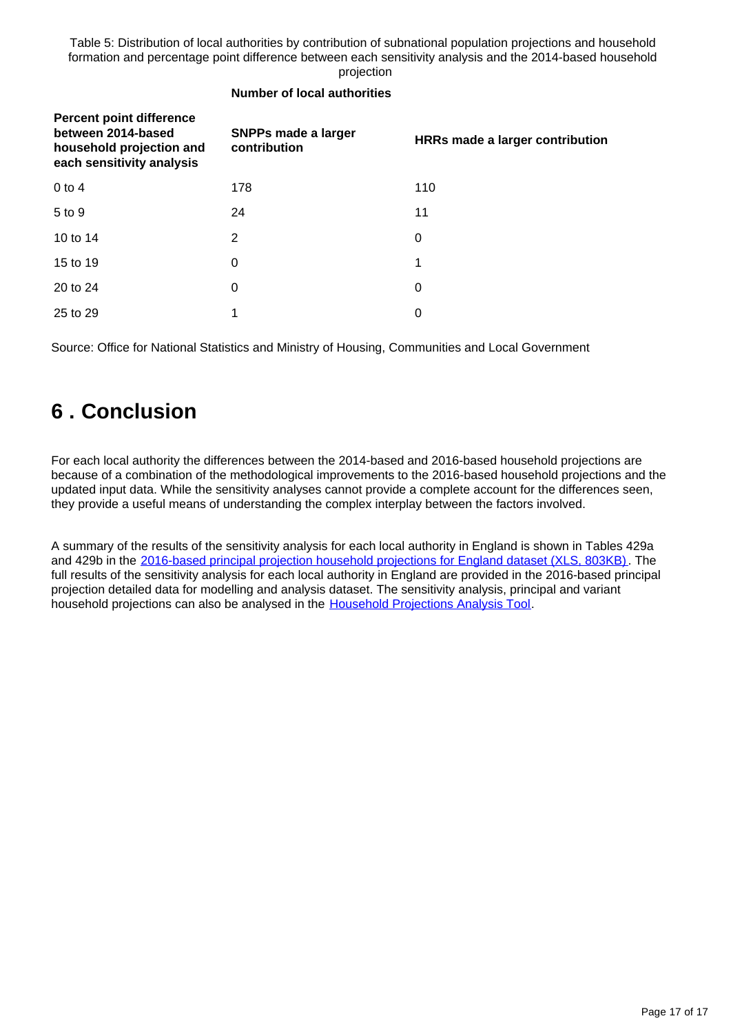Table 5: Distribution of local authorities by contribution of subnational population projections and household formation and percentage point difference between each sensitivity analysis and the 2014-based household projection

| | Number of local authorities | |
|---|---|---|
| **Percent point difference between 2014-based household projection and each sensitivity analysis** | **SNPPs made a larger contribution** | **HRRs made a larger contribution** |
| 0 to 4 | 178 | 110 |
| 5 to 9 | 24 | 11 |
| 10 to 14 | 2 | 0 |
| 15 to 19 | 0 | 1 |
| 20 to 24 | 0 | 0 |
| 25 to 29 | 1 | 0 |

Source: Office for National Statistics and Ministry of Housing, Communities and Local Government

## 6 . Conclusion

For each local authority the differences between the 2014-based and 2016-based household projections are because of a combination of the methodological improvements to the 2016-based household projections and the updated input data. While the sensitivity analyses cannot provide a complete account for the differences seen, they provide a useful means of understanding the complex interplay between the factors involved.

A summary of the results of the sensitivity analysis for each local authority in England is shown in Tables 429a and 429b in the [2016-based principal projection household projections for England dataset (XLS, 803KB)](). The full results of the sensitivity analysis for each local authority in England are provided in the 2016-based principal projection detailed data for modelling and analysis dataset. The sensitivity analysis, principal and variant household projections can also be analysed in the [Household Projections Analysis Tool]().